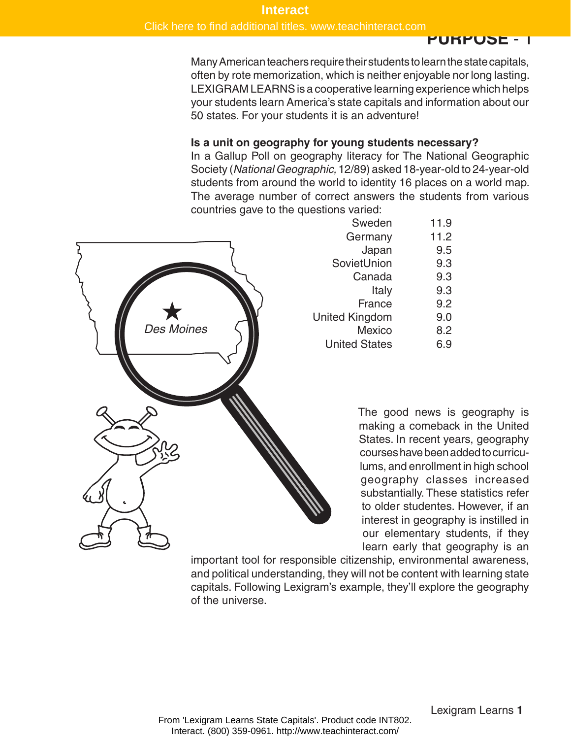# PURPOSE - 1

Many American teachers require their students to learn the state capitals, often by rote memorization, which is neither enjoyable nor long lasting. LEXIGRAM LEARNS is a cooperative learning experience which helps your students learn America's state capitals and information about our 50 states. For your students it is an adventure!

**Is a unit on geography for young students necessary?**

In a Gallup Poll on geography literacy for The National Geographic Society (*National Geographic,* 12/89) asked 18-year-old to 24-year-old students from around the world to identity 16 places on a world map. The average number of correct answers the students from various countries gave to the questions varied:

| | |
|---|---|
| Sweden | 11.9 |
| Germany | 11.2 |
| Japan | 9.5 |
| SovietUnion | 9.3 |
| Canada | 9.3 |
| Italy | 9.3 |
| France | 9.2 |
| United Kingdom | 9.0 |
| Mexico | 8.2 |
| United States | 6.9 |

Des Moines

The good news is geography is making a comeback in the United States. In recent years, geography courses have been added to curriculums, and enrollment in high school geography classes increased substantially. These statistics refer to older studentes. However, if an interest in geography is instilled in our elementary students, if they learn early that geography is an important tool for responsible citizenship, environmental awareness, and political understanding, they will not be content with learning state capitals. Following Lexigram's example, they'll explore the geography of the universe.

From 'Lexigram Learns State Capitals'. Product code INT802.
Interact. (800) 359-0961. http://www.teachinteract.com/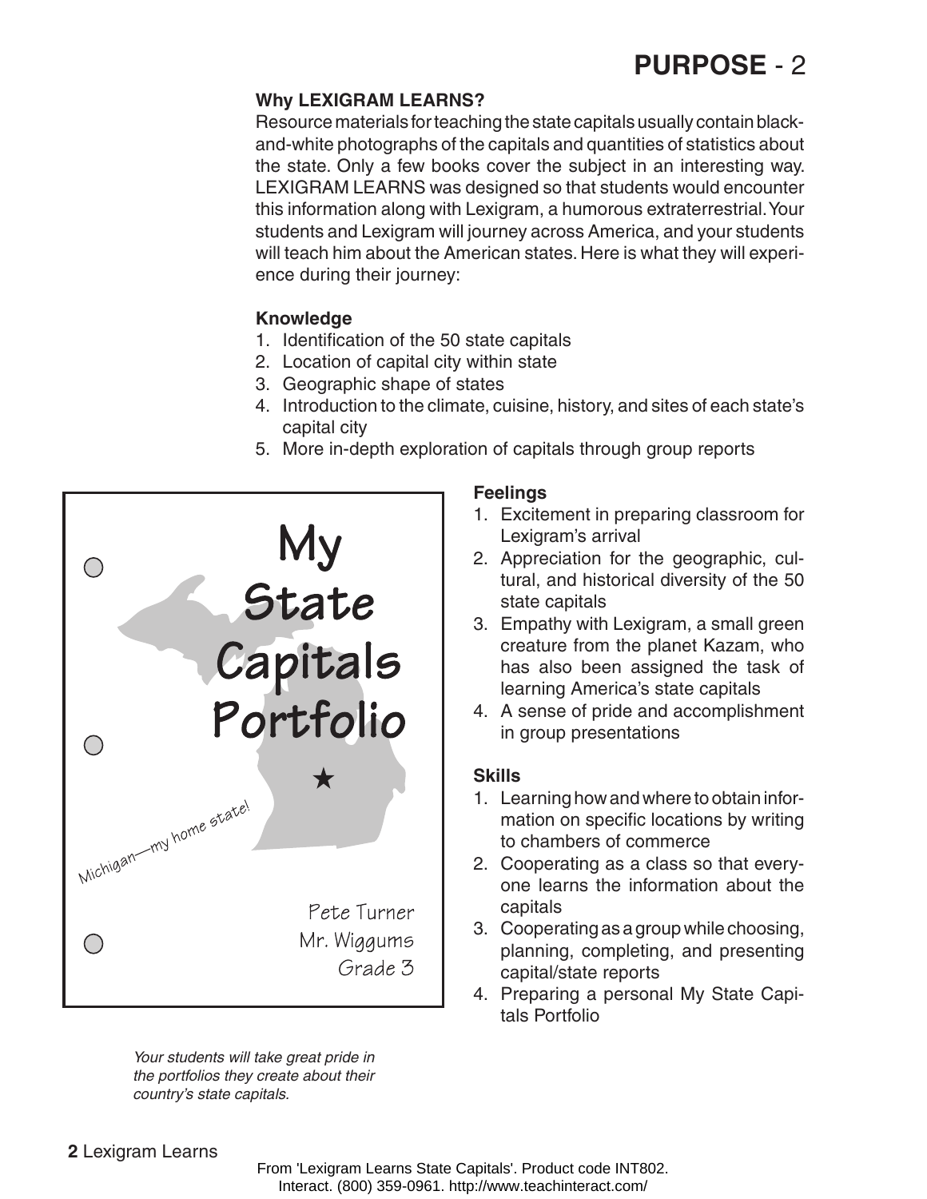# PURPOSE - 2

**Why LEXIGRAM LEARNS?**

Resource materials for teaching the state capitals usually contain black-and-white photographs of the capitals and quantities of statistics about the state. Only a few books cover the subject in an interesting way. LEXIGRAM LEARNS was designed so that students would encounter this information along with Lexigram, a humorous extraterrestrial. Your students and Lexigram will journey across America, and your students will teach him about the American states. Here is what they will experience during their journey:

**Knowledge**

1. Identification of the 50 state capitals
2. Location of capital city within state
3. Geographic shape of states
4. Introduction to the climate, cuisine, history, and sites of each state's capital city
5. More in-depth exploration of capitals through group reports

My State Capitals Portfolio

Michigan—my home state!

Pete Turner
Mr. Wiggums
Grade 3

*Your students will take great pride in the portfolios they create about their country's state capitals.*

**Feelings**

1. Excitement in preparing classroom for Lexigram's arrival
2. Appreciation for the geographic, cultural, and historical diversity of the 50 state capitals
3. Empathy with Lexigram, a small green creature from the planet Kazam, who has also been assigned the task of learning America's state capitals
4. A sense of pride and accomplishment in group presentations

**Skills**

1. Learning how and where to obtain information on specific locations by writing to chambers of commerce
2. Cooperating as a class so that everyone learns the information about the capitals
3. Cooperating as a group while choosing, planning, completing, and presenting capital/state reports
4. Preparing a personal My State Capitals Portfolio

From 'Lexigram Learns State Capitals'. Product code INT802.
Interact. (800) 359-0961. http://www.teachinteract.com/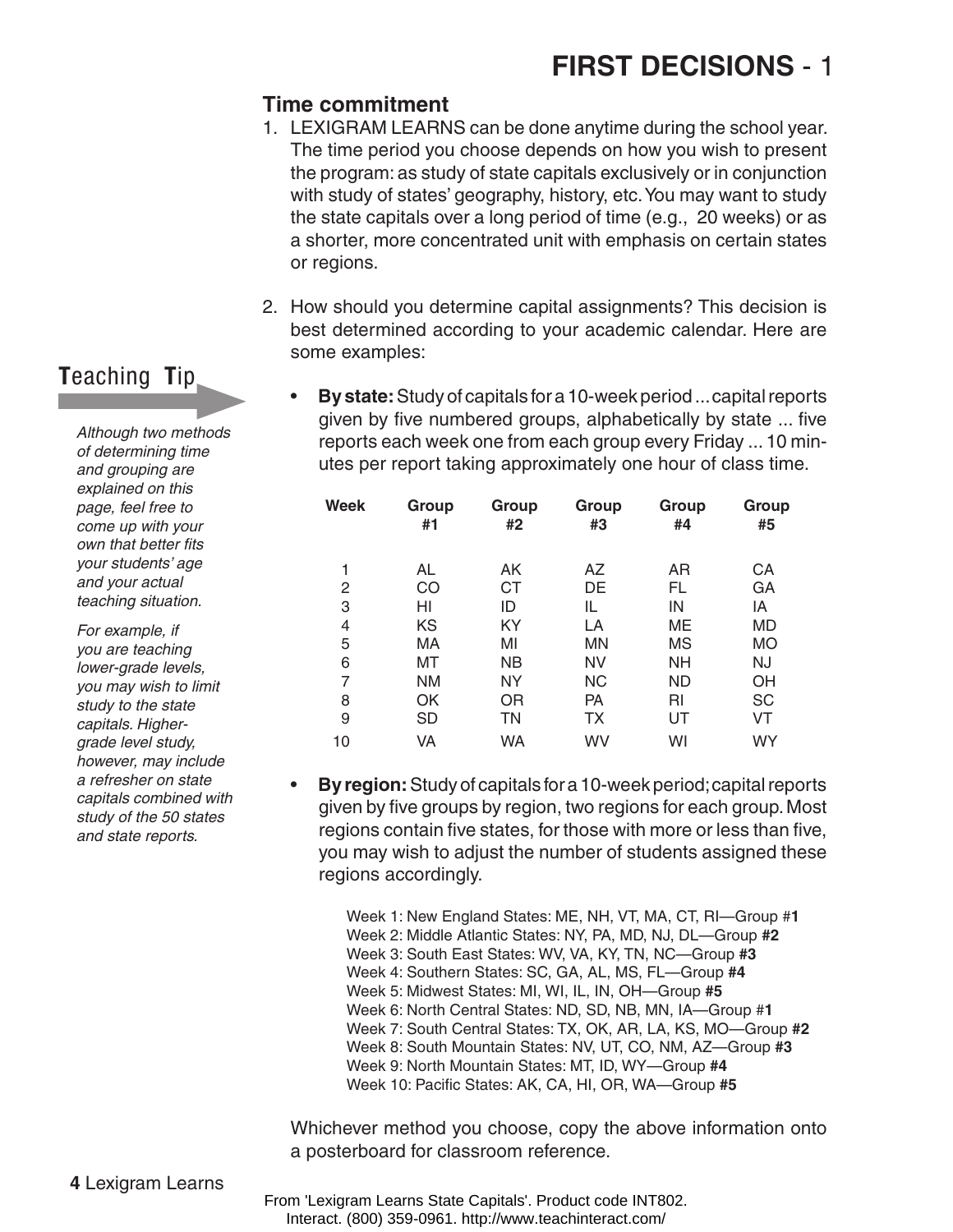# FIRST DECISIONS - 1

## Time commitment

1. LEXIGRAM LEARNS can be done anytime during the school year. The time period you choose depends on how you wish to present the program: as study of state capitals exclusively or in conjunction with study of states' geography, history, etc. You may want to study the state capitals over a long period of time (e.g., 20 weeks) or as a shorter, more concentrated unit with emphasis on certain states or regions.

2. How should you determine capital assignments? This decision is best determined according to your academic calendar. Here are some examples:

**Teaching Tip**

*Although two methods of determining time and grouping are explained on this page, feel free to come up with your own that better fits your students' age and your actual teaching situation.*

*For example, if you are teaching lower-grade levels, you may wish to limit study to the state capitals. Higher-grade level study, however, may include a refresher on state capitals combined with study of the 50 states and state reports.*

- **By state:** Study of capitals for a 10-week period ... capital reports given by five numbered groups, alphabetically by state ... five reports each week one from each group every Friday ... 10 minutes per report taking approximately one hour of class time.

| Week | Group #1 | Group #2 | Group #3 | Group #4 | Group #5 |
|---|---|---|---|---|---|
| 1 | AL | AK | AZ | AR | CA |
| 2 | CO | CT | DE | FL | GA |
| 3 | HI | ID | IL | IN | IA |
| 4 | KS | KY | LA | ME | MD |
| 5 | MA | MI | MN | MS | MO |
| 6 | MT | NB | NV | NH | NJ |
| 7 | NM | NY | NC | ND | OH |
| 8 | OK | OR | PA | RI | SC |
| 9 | SD | TN | TX | UT | VT |
| 10 | VA | WA | WV | WI | WY |

- **By region:** Study of capitals for a 10-week period; capital reports given by five groups by region, two regions for each group. Most regions contain five states, for those with more or less than five, you may wish to adjust the number of students assigned these regions accordingly.

  Week 1: New England States: ME, NH, VT, MA, CT, RI—Group #**1**
  Week 2: Middle Atlantic States: NY, PA, MD, NJ, DL—Group **#2**
  Week 3: South East States: WV, VA, KY, TN, NC—Group **#3**
  Week 4: Southern States: SC, GA, AL, MS, FL—Group **#4**
  Week 5: Midwest States: MI, WI, IL, IN, OH—Group **#5**
  Week 6: North Central States: ND, SD, NB, MN, IA—Group #**1**
  Week 7: South Central States: TX, OK, AR, LA, KS, MO—Group **#2**
  Week 8: South Mountain States: NV, UT, CO, NM, AZ—Group **#3**
  Week 9: North Mountain States: MT, ID, WY—Group **#4**
  Week 10: Pacific States: AK, CA, HI, OR, WA—Group **#5**

Whichever method you choose, copy the above information onto a posterboard for classroom reference.

From 'Lexigram Learns State Capitals'. Product code INT802. Interact. (800) 359-0961. http://www.teachinteract.com/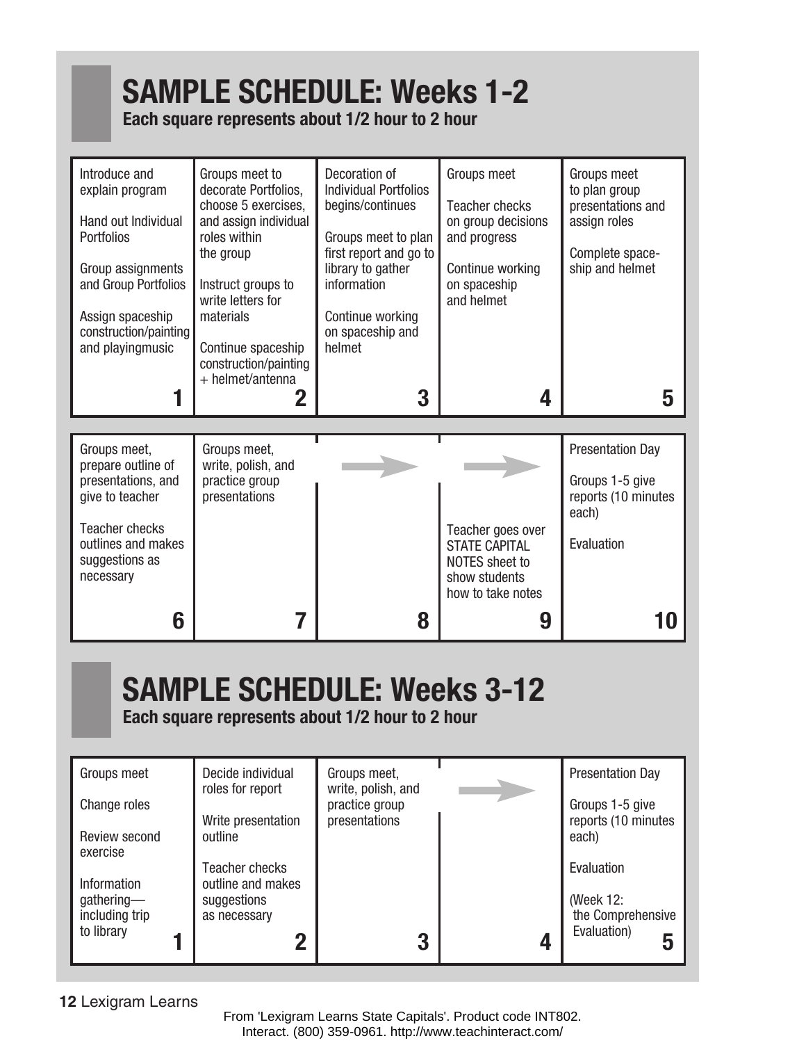# SAMPLE SCHEDULE: Weeks 1-2

**Each square represents about 1/2 hour to 2 hour**

| 1 | 2 | 3 | 4 | 5 |
|---|---|---|---|---|
| Introduce and explain program<br><br>Hand out Individual Portfolios<br><br>Group assignments and Group Portfolios<br><br>Assign spaceship construction/painting and playingmusic | Groups meet to decorate Portfolios, choose 5 exercises, and assign individual roles within the group<br><br>Instruct groups to write letters for materials<br><br>Continue spaceship construction/painting + helmet/antenna | Decoration of Individual Portfolios begins/continues<br><br>Groups meet to plan first report and go to library to gather information<br><br>Continue working on spaceship and helmet | Groups meet<br><br>Teacher checks on group decisions and progress<br><br>Continue working on spaceship and helmet | Groups meet to plan group presentations and assign roles<br><br>Complete space-ship and helmet |

| 6 | 7 | 8 | 9 | 10 |
|---|---|---|---|---|
| Groups meet, prepare outline of presentations, and give to teacher<br><br>Teacher checks outlines and makes suggestions as necessary | Groups meet, write, polish, and practice group presentations | → | →<br><br>Teacher goes over STATE CAPITAL NOTES sheet to show students how to take notes | Presentation Day<br><br>Groups 1-5 give reports (10 minutes each)<br><br>Evaluation |

# SAMPLE SCHEDULE: Weeks 3-12

**Each square represents about 1/2 hour to 2 hour**

| 1 | 2 | 3 | 4 | 5 |
|---|---|---|---|---|
| Groups meet<br><br>Change roles<br><br>Review second exercise<br><br>Information gathering—including trip to library | Decide individual roles for report<br><br>Write presentation outline<br><br>Teacher checks outline and makes suggestions as necessary | Groups meet, write, polish, and practice group presentations | → | Presentation Day<br><br>Groups 1-5 give reports (10 minutes each)<br><br>Evaluation<br><br>(Week 12: the Comprehensive Evaluation) |

From 'Lexigram Learns State Capitals'. Product code INT802. Interact. (800) 359-0961. http://www.teachinteract.com/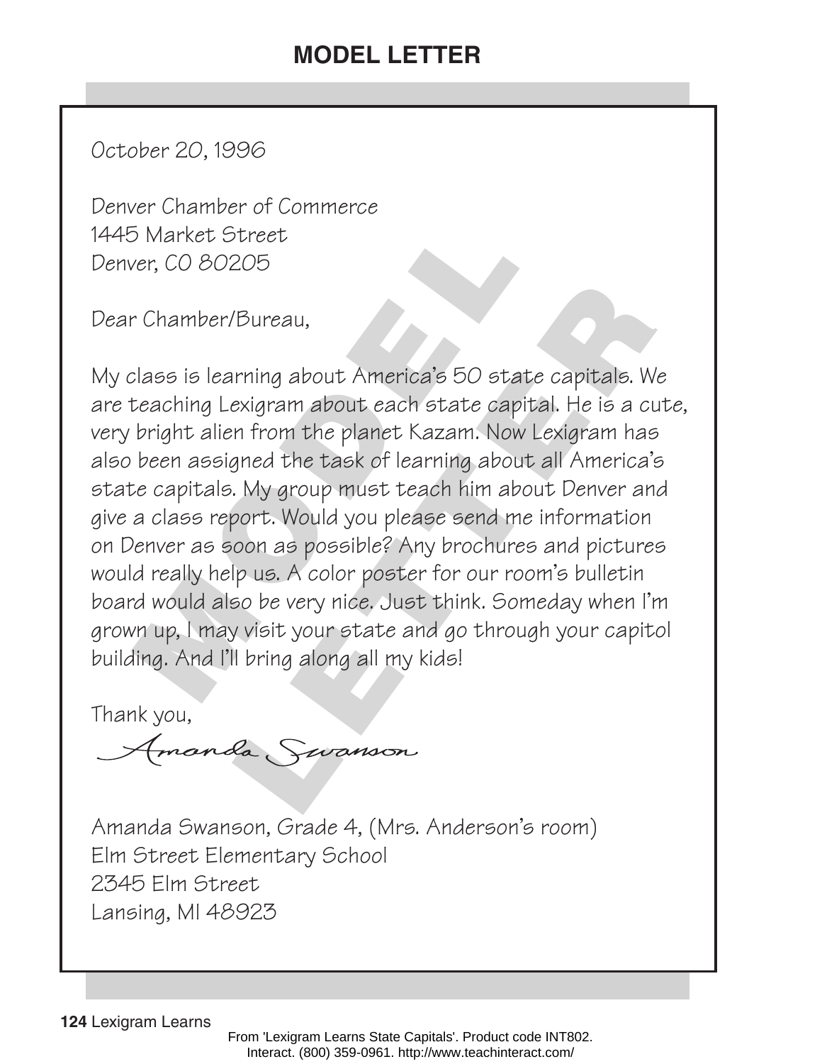# MODEL LETTER

October 20, 1996

Denver Chamber of Commerce
1445 Market Street
Denver, CO 80205

Dear Chamber/Bureau,

My class is learning about America's 50 state capitals. We are teaching Lexigram about each state capital. He is a cute, very bright alien from the planet Kazam. Now Lexigram has also been assigned the task of learning about all America's state capitals. My group must teach him about Denver and give a class report. Would you please send me information on Denver as soon as possible? Any brochures and pictures would really help us. A color poster for our room's bulletin board would also be very nice. Just think. Someday when I'm grown up, I may visit your state and go through your capitol building. And I'll bring along all my kids!

Thank you,

*Amanda Swanson*

Amanda Swanson, Grade 4, (Mrs. Anderson's room)
Elm Street Elementary School
2345 Elm Street
Lansing, MI 48923

From 'Lexigram Learns State Capitals'. Product code INT802. Interact. (800) 359-0961. http://www.teachinteract.com/